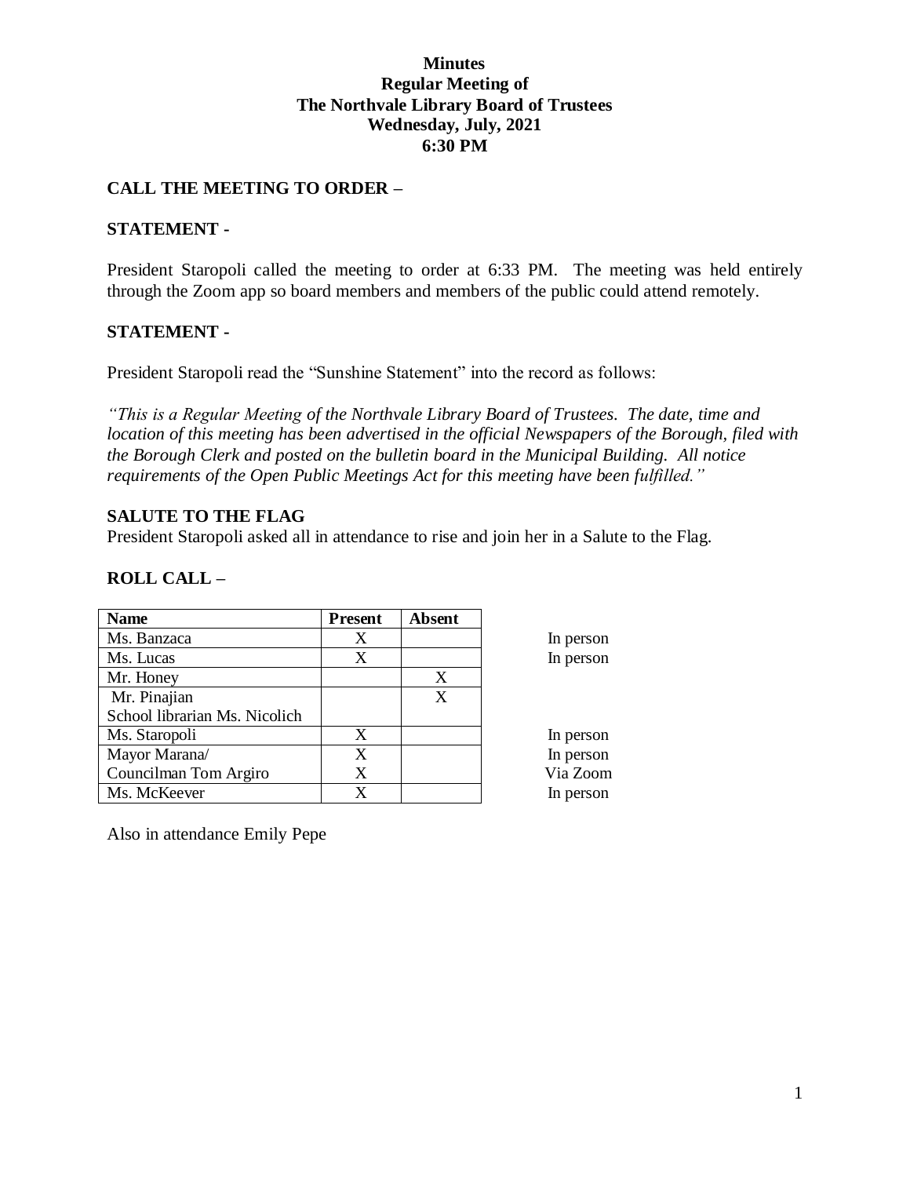**Minutes**
**Regular Meeting of**
**The Northvale Library Board of Trustees**
**Wednesday, July, 2021**
**6:30 PM**

## CALL THE MEETING TO ORDER –

## STATEMENT -

President Staropoli called the meeting to order at 6:33 PM. The meeting was held entirely through the Zoom app so board members and members of the public could attend remotely.

## STATEMENT -

President Staropoli read the "Sunshine Statement" into the record as follows:

*"This is a Regular Meeting of the Northvale Library Board of Trustees. The date, time and location of this meeting has been advertised in the official Newspapers of the Borough, filed with the Borough Clerk and posted on the bulletin board in the Municipal Building. All notice requirements of the Open Public Meetings Act for this meeting have been fulfilled."*

## SALUTE TO THE FLAG

President Staropoli asked all in attendance to rise and join her in a Salute to the Flag.

## ROLL CALL –

| Name | Present | Absent | |
|---|---|---|---|
| Ms. Banzaca | X | | In person |
| Ms. Lucas | X | | In person |
| Mr. Honey | | X | |
| Mr. Pinajian | | X | |
| School librarian Ms. Nicolich | | | |
| Ms. Staropoli | X | | In person |
| Mayor Marana/ | X | | In person |
| Councilman Tom Argiro | X | | Via Zoom |
| Ms. McKeever | X | | In person |

Also in attendance Emily Pepe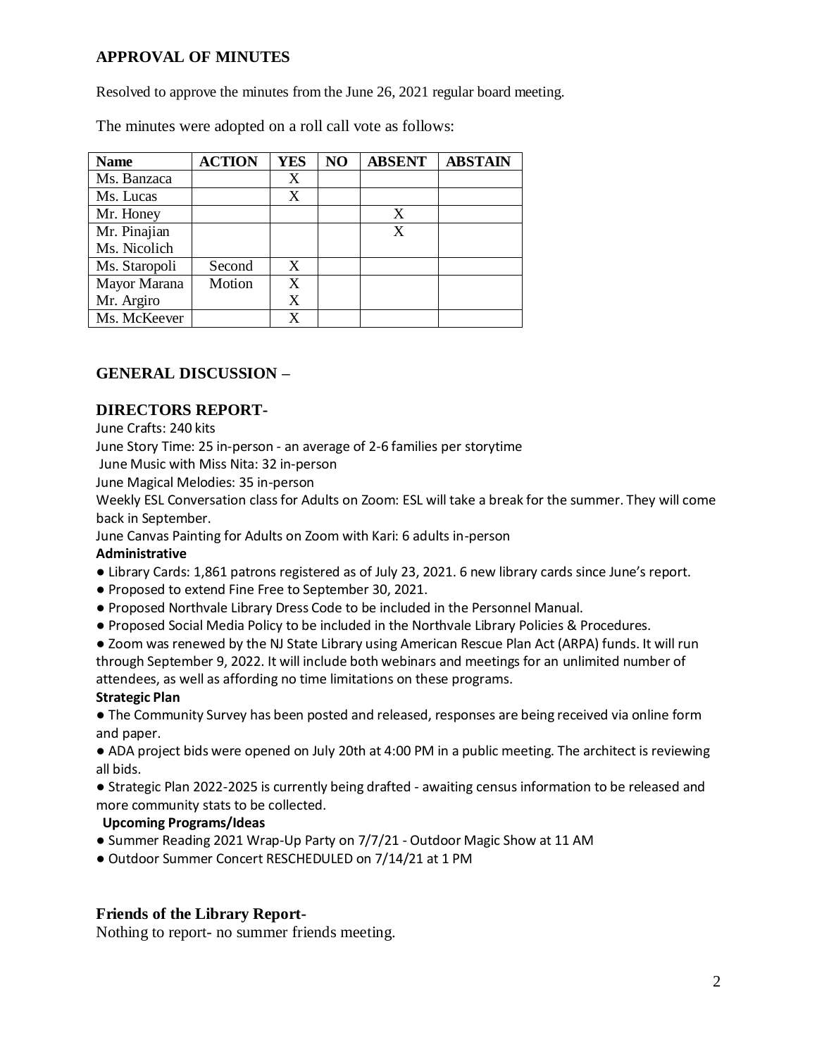## APPROVAL OF MINUTES

Resolved to approve the minutes from the June 26, 2021 regular board meeting.

The minutes were adopted on a roll call vote as follows:

| Name | ACTION | YES | NO | ABSENT | ABSTAIN |
|---|---|---|---|---|---|
| Ms. Banzaca | | X | | | |
| Ms. Lucas | | X | | | |
| Mr. Honey | | | | X | |
| Mr. Pinajian | | | | X | |
| Ms. Nicolich | | | | | |
| Ms. Staropoli | Second | X | | | |
| Mayor Marana | Motion | X | | | |
| Mr. Argiro | | X | | | |
| Ms. McKeever | | X | | | |

## GENERAL DISCUSSION –

## DIRECTORS REPORT-

June Crafts: 240 kits

June Story Time: 25 in-person - an average of 2-6 families per storytime

June Music with Miss Nita: 32 in-person

June Magical Melodies: 35 in-person

Weekly ESL Conversation class for Adults on Zoom: ESL will take a break for the summer. They will come back in September.

June Canvas Painting for Adults on Zoom with Kari: 6 adults in-person

**Administrative**

- Library Cards: 1,861 patrons registered as of July 23, 2021. 6 new library cards since June's report.
- Proposed to extend Fine Free to September 30, 2021.
- Proposed Northvale Library Dress Code to be included in the Personnel Manual.
- Proposed Social Media Policy to be included in the Northvale Library Policies & Procedures.
- Zoom was renewed by the NJ State Library using American Rescue Plan Act (ARPA) funds. It will run through September 9, 2022. It will include both webinars and meetings for an unlimited number of attendees, as well as affording no time limitations on these programs.

**Strategic Plan**

- The Community Survey has been posted and released, responses are being received via online form and paper.
- ADA project bids were opened on July 20th at 4:00 PM in a public meeting. The architect is reviewing all bids.
- Strategic Plan 2022-2025 is currently being drafted - awaiting census information to be released and more community stats to be collected.

**Upcoming Programs/Ideas**

- Summer Reading 2021 Wrap-Up Party on 7/7/21 - Outdoor Magic Show at 11 AM
- Outdoor Summer Concert RESCHEDULED on 7/14/21 at 1 PM

## Friends of the Library Report-

Nothing to report- no summer friends meeting.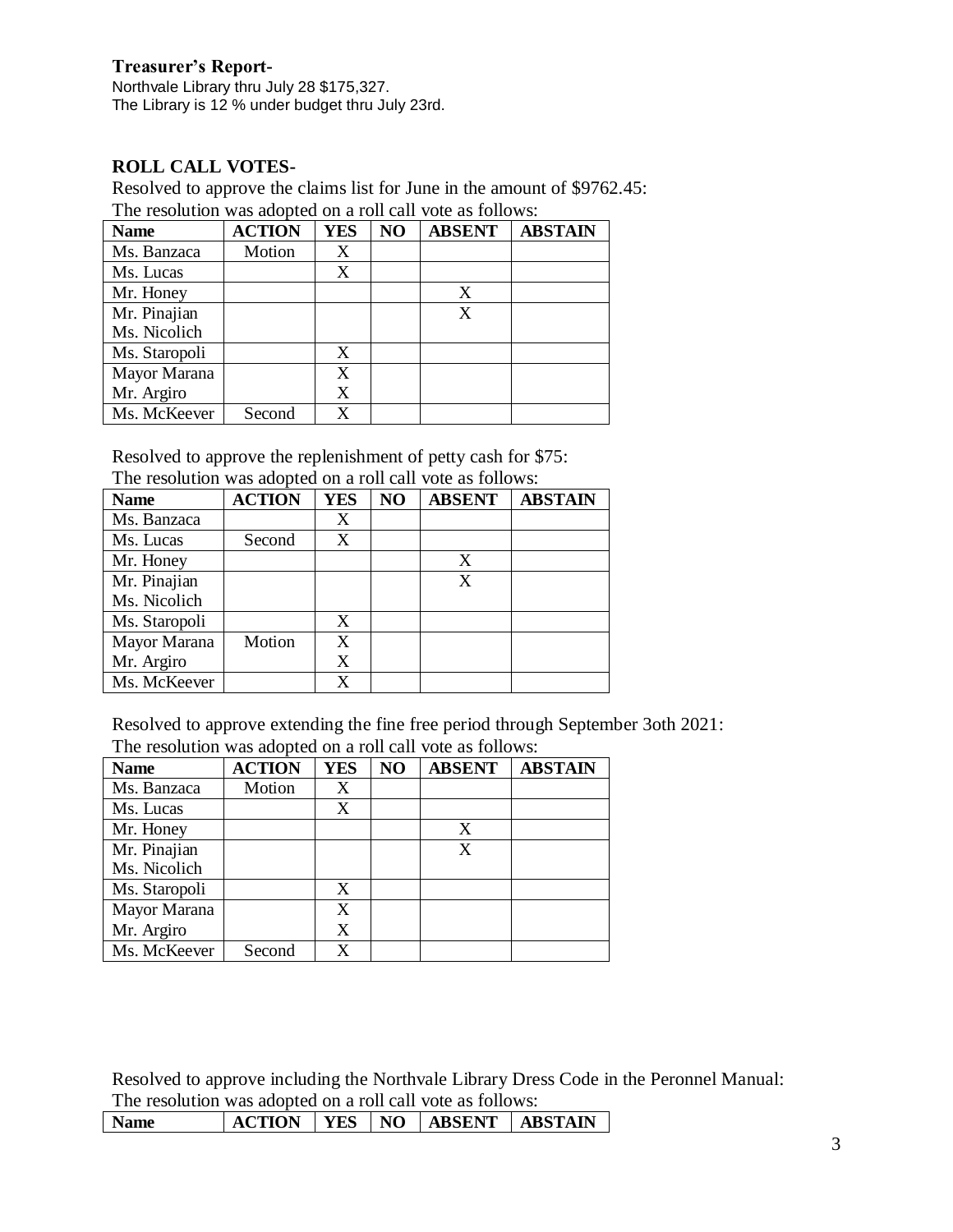**Treasurer's Report-**

Northvale Library thru July 28 $175,327.
The Library is 12 % under budget thru July 23rd.

**ROLL CALL VOTES-**

Resolved to approve the claims list for June in the amount of $9762.45:
The resolution was adopted on a roll call vote as follows:

| Name | ACTION | YES | NO | ABSENT | ABSTAIN |
|---|---|---|---|---|---|
| Ms. Banzaca | Motion | X | | | |
| Ms. Lucas | | X | | | |
| Mr. Honey | | | | X | |
| Mr. Pinajian<br>Ms. Nicolich | | | | X | |
| Ms. Staropoli | | X | | | |
| Mayor Marana<br>Mr. Argiro | | X<br>X | | | |
| Ms. McKeever | Second | X | | | |

Resolved to approve the replenishment of petty cash for $75:
The resolution was adopted on a roll call vote as follows:

| Name | ACTION | YES | NO | ABSENT | ABSTAIN |
|---|---|---|---|---|---|
| Ms. Banzaca | | X | | | |
| Ms. Lucas | Second | X | | | |
| Mr. Honey | | | | X | |
| Mr. Pinajian<br>Ms. Nicolich | | | | X | |
| Ms. Staropoli | | X | | | |
| Mayor Marana<br>Mr. Argiro | Motion | X<br>X | | | |
| Ms. McKeever | | X | | | |

Resolved to approve extending the fine free period through September 3oth 2021:
The resolution was adopted on a roll call vote as follows:

| Name | ACTION | YES | NO | ABSENT | ABSTAIN |
|---|---|---|---|---|---|
| Ms. Banzaca | Motion | X | | | |
| Ms. Lucas | | X | | | |
| Mr. Honey | | | | X | |
| Mr. Pinajian<br>Ms. Nicolich | | | | X | |
| Ms. Staropoli | | X | | | |
| Mayor Marana<br>Mr. Argiro | | X<br>X | | | |
| Ms. McKeever | Second | X | | | |

Resolved to approve including the Northvale Library Dress Code in the Peronnel Manual:
The resolution was adopted on a roll call vote as follows:

| Name | ACTION | YES | NO | ABSENT | ABSTAIN |
|---|---|---|---|---|---|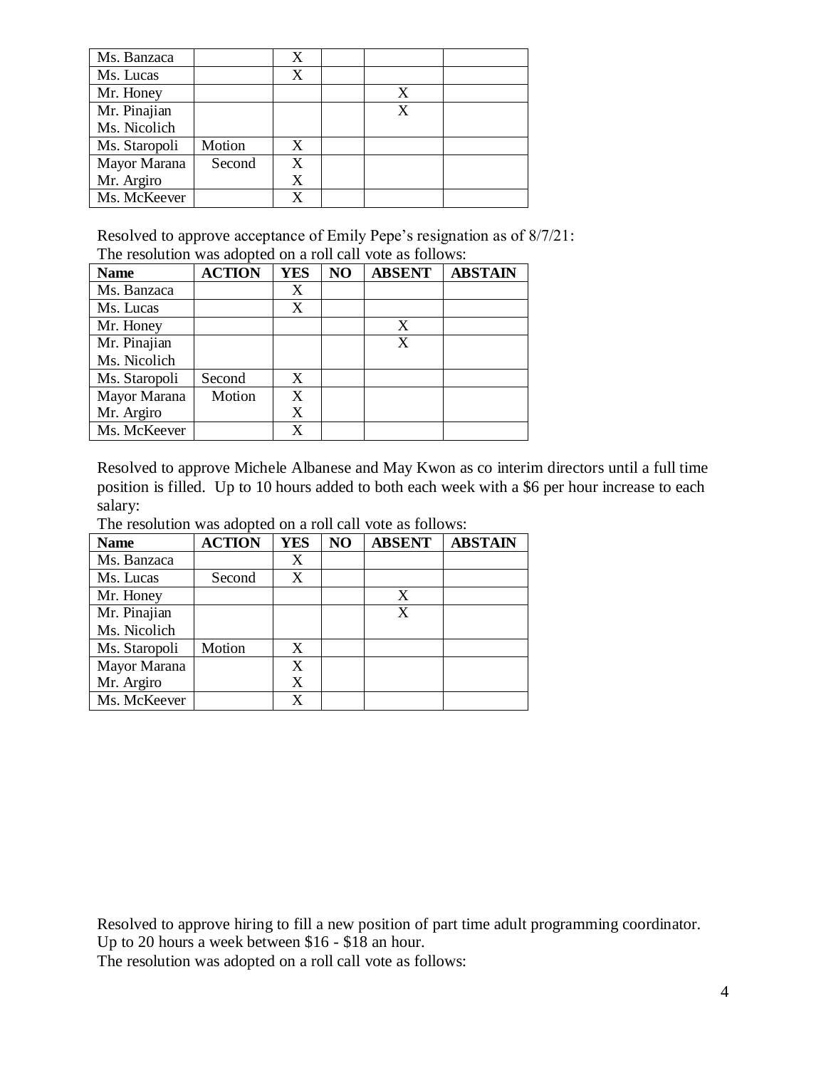| Name | ACTION | YES | NO | ABSENT | ABSTAIN |
|---|---|---|---|---|---|
| Ms. Banzaca | | X | | | |
| Ms. Lucas | | X | | | |
| Mr. Honey | | | | X | |
| Mr. Pinajian<br>Ms. Nicolich | | | | X | |
| Ms. Staropoli | Motion | X | | | |
| Mayor Marana<br>Mr. Argiro | Second | X<br>X | | | |
| Ms. McKeever | | X | | | |

Resolved to approve acceptance of Emily Pepe's resignation as of 8/7/21:
The resolution was adopted on a roll call vote as follows:

| Name | ACTION | YES | NO | ABSENT | ABSTAIN |
|---|---|---|---|---|---|
| Ms. Banzaca | | X | | | |
| Ms. Lucas | | X | | | |
| Mr. Honey | | | | X | |
| Mr. Pinajian<br>Ms. Nicolich | | | | X | |
| Ms. Staropoli | Second | X | | | |
| Mayor Marana<br>Mr. Argiro | Motion | X<br>X | | | |
| Ms. McKeever | | X | | | |

Resolved to approve Michele Albanese and May Kwon as co interim directors until a full time position is filled. Up to 10 hours added to both each week with a $6 per hour increase to each salary:
The resolution was adopted on a roll call vote as follows:

| Name | ACTION | YES | NO | ABSENT | ABSTAIN |
|---|---|---|---|---|---|
| Ms. Banzaca | | X | | | |
| Ms. Lucas | Second | X | | | |
| Mr. Honey | | | | X | |
| Mr. Pinajian<br>Ms. Nicolich | | | | X | |
| Ms. Staropoli | Motion | X | | | |
| Mayor Marana<br>Mr. Argiro | | X<br>X | | | |
| Ms. McKeever | | X | | | |

Resolved to approve hiring to fill a new position of part time adult programming coordinator. Up to 20 hours a week between $16 - $18 an hour.
The resolution was adopted on a roll call vote as follows: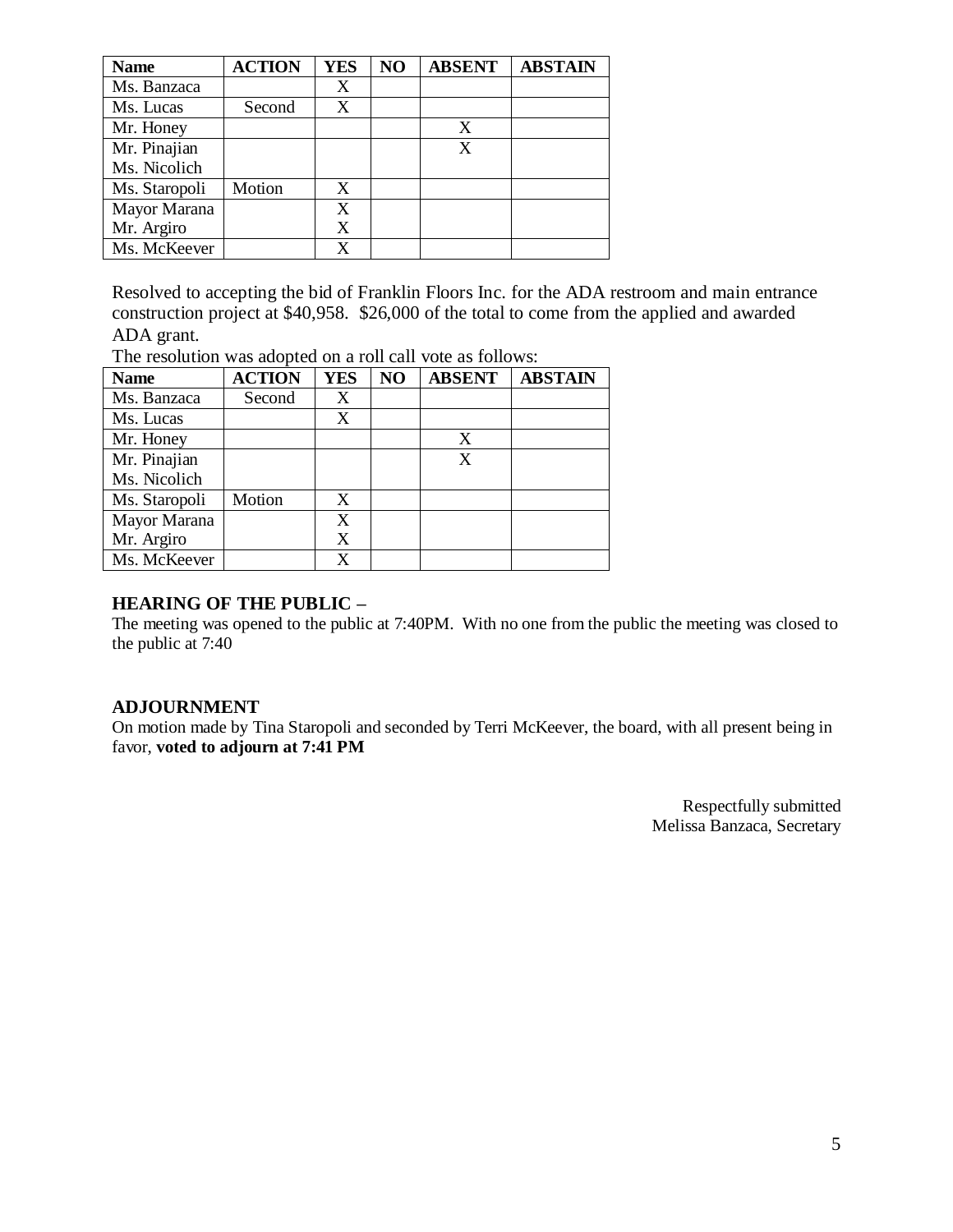| Name | ACTION | YES | NO | ABSENT | ABSTAIN |
|---|---|---|---|---|---|
| Ms. Banzaca | | X | | | |
| Ms. Lucas | Second | X | | | |
| Mr. Honey | | | | X | |
| Mr. Pinajian | | | | X | |
| Ms. Nicolich | | | | | |
| Ms. Staropoli | Motion | X | | | |
| Mayor Marana | | X | | | |
| Mr. Argiro | | X | | | |
| Ms. McKeever | | X | | | |

Resolved to accepting the bid of Franklin Floors Inc. for the ADA restroom and main entrance construction project at $40,958. $26,000 of the total to come from the applied and awarded ADA grant.

The resolution was adopted on a roll call vote as follows:

| Name | ACTION | YES | NO | ABSENT | ABSTAIN |
|---|---|---|---|---|---|
| Ms. Banzaca | Second | X | | | |
| Ms. Lucas | | X | | | |
| Mr. Honey | | | | X | |
| Mr. Pinajian | | | | X | |
| Ms. Nicolich | | | | | |
| Ms. Staropoli | Motion | X | | | |
| Mayor Marana | | X | | | |
| Mr. Argiro | | X | | | |
| Ms. McKeever | | X | | | |

**HEARING OF THE PUBLIC –**

The meeting was opened to the public at 7:40PM. With no one from the public the meeting was closed to the public at 7:40

**ADJOURNMENT**

On motion made by Tina Staropoli and seconded by Terri McKeever, the board, with all present being in favor, **voted to adjourn at 7:41 PM**

Respectfully submitted
Melissa Banzaca, Secretary